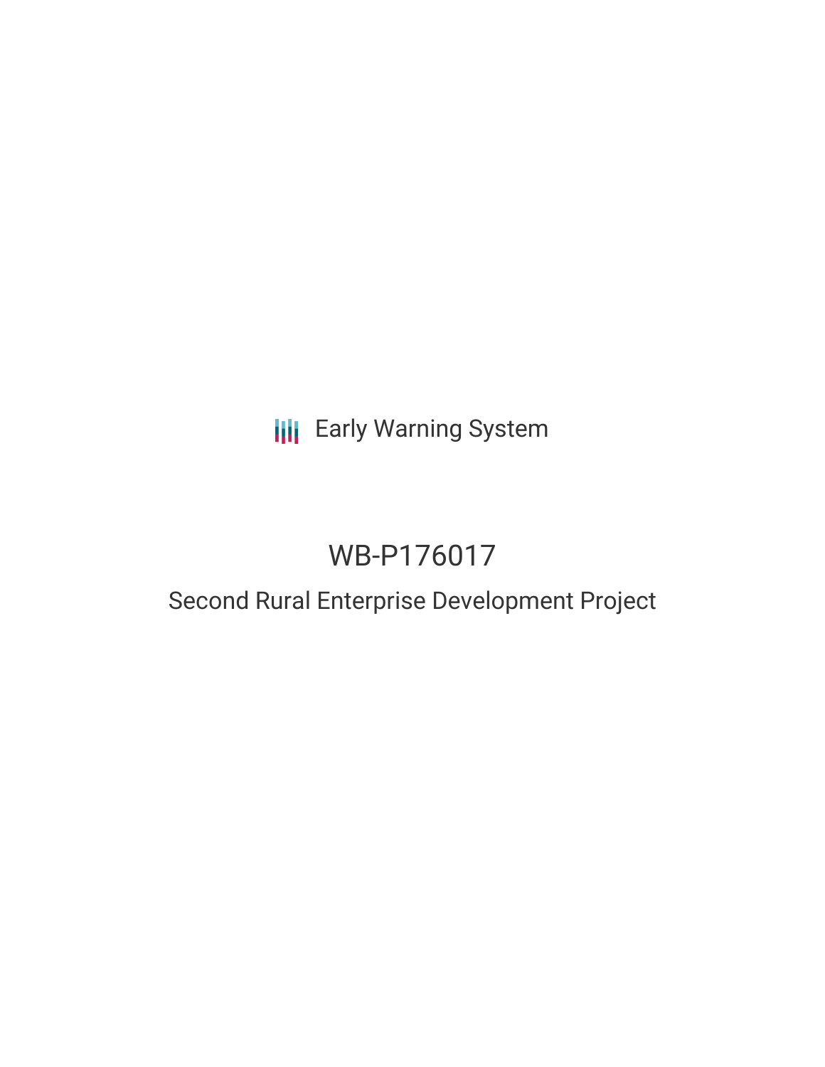Early Warning System

# WB-P176017

## Second Rural Enterprise Development Project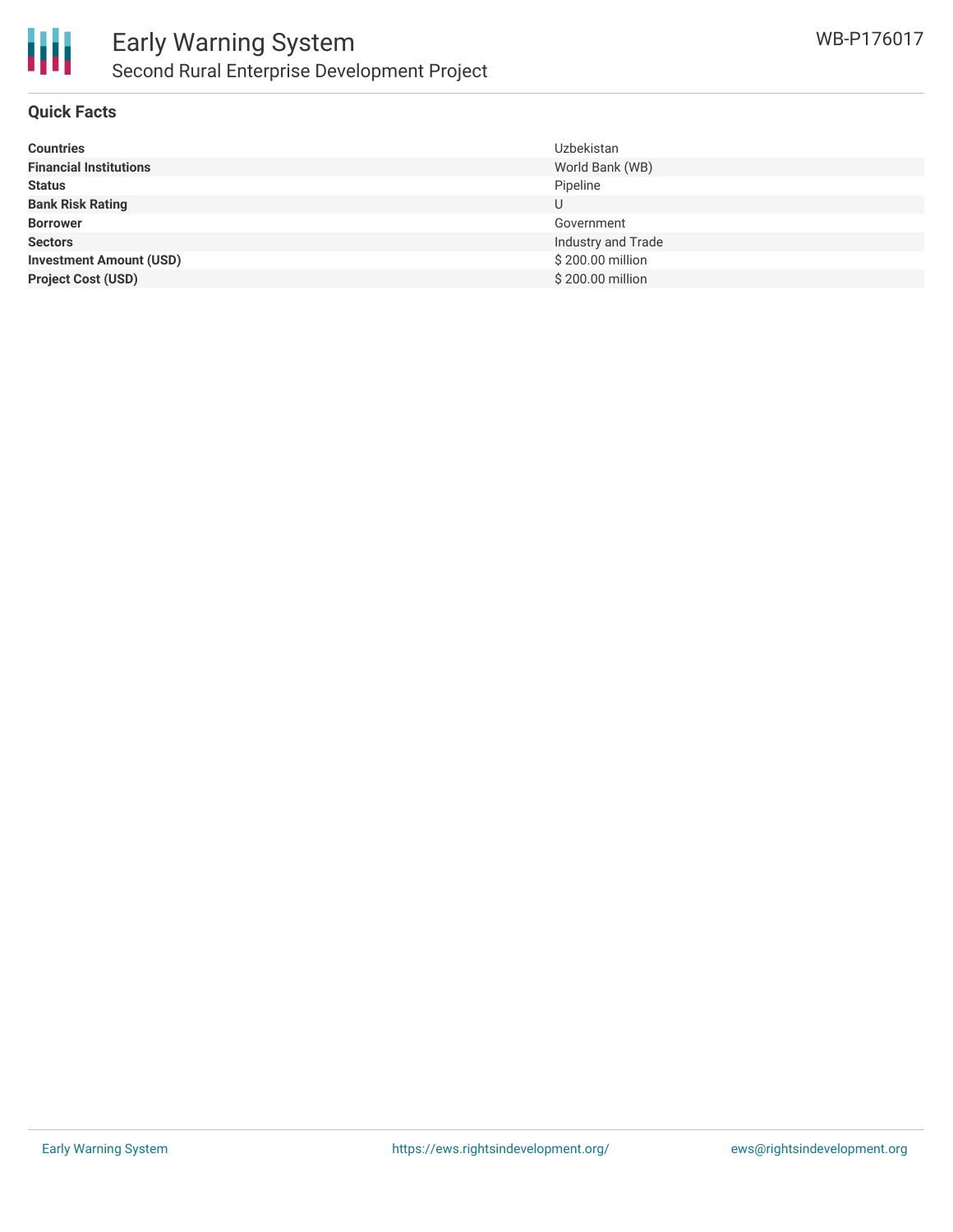## Quick Facts

| | |
|---|---|
| **Countries** | Uzbekistan |
| **Financial Institutions** | World Bank (WB) |
| **Status** | Pipeline |
| **Bank Risk Rating** | U |
| **Borrower** | Government |
| **Sectors** | Industry and Trade |
| **Investment Amount (USD)** | $ 200.00 million |
| **Project Cost (USD)** | $ 200.00 million |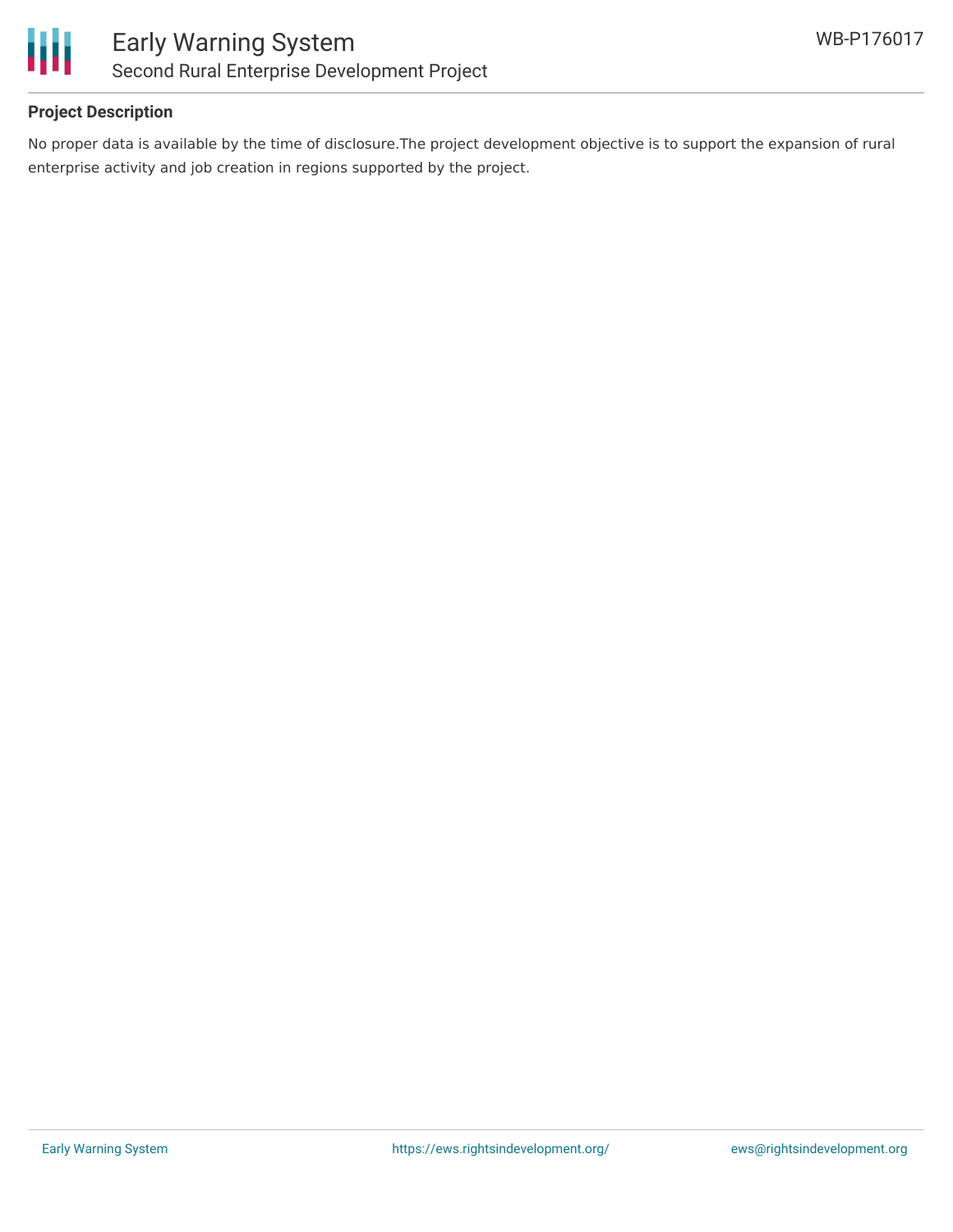**Project Description**

No proper data is available by the time of disclosure.The project development objective is to support the expansion of rural enterprise activity and job creation in regions supported by the project.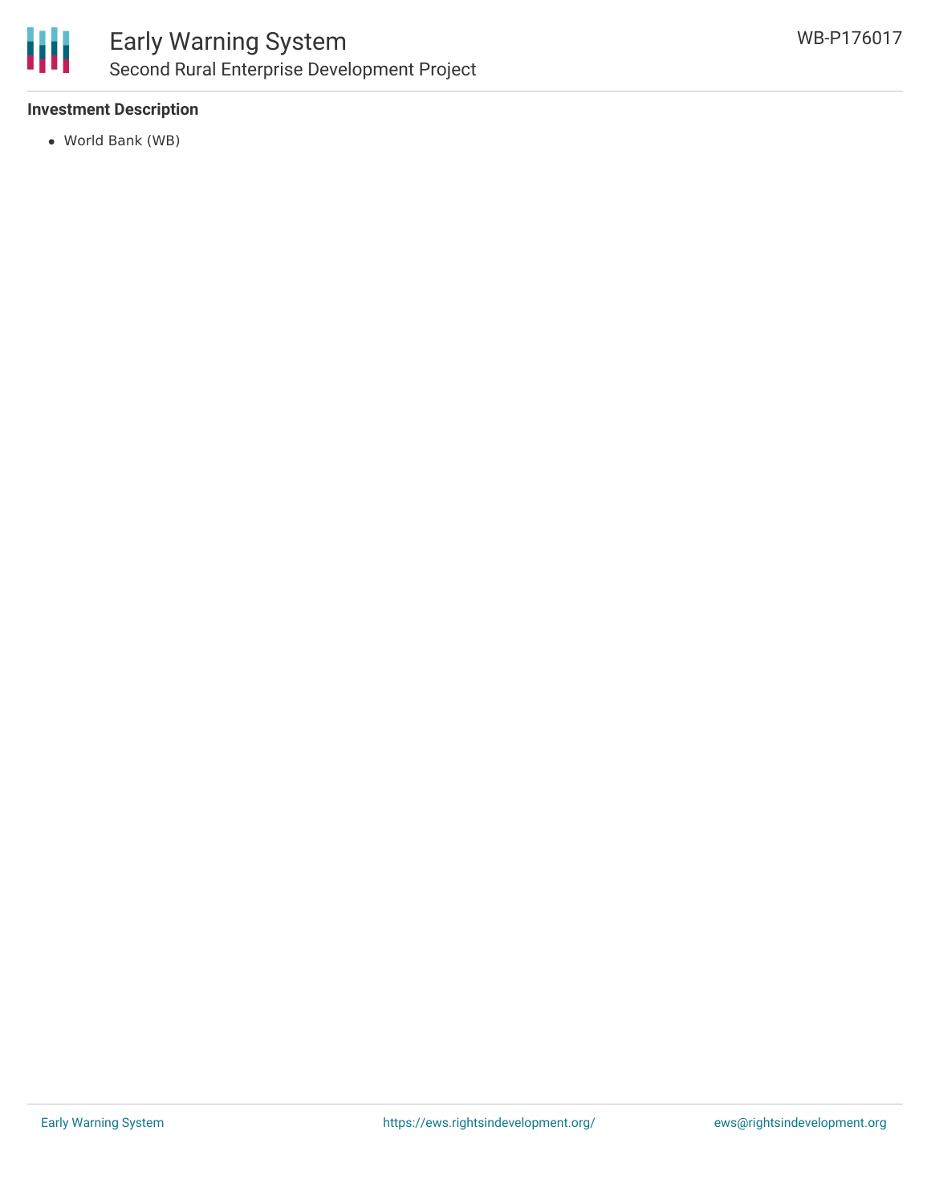**Investment Description**

- World Bank (WB)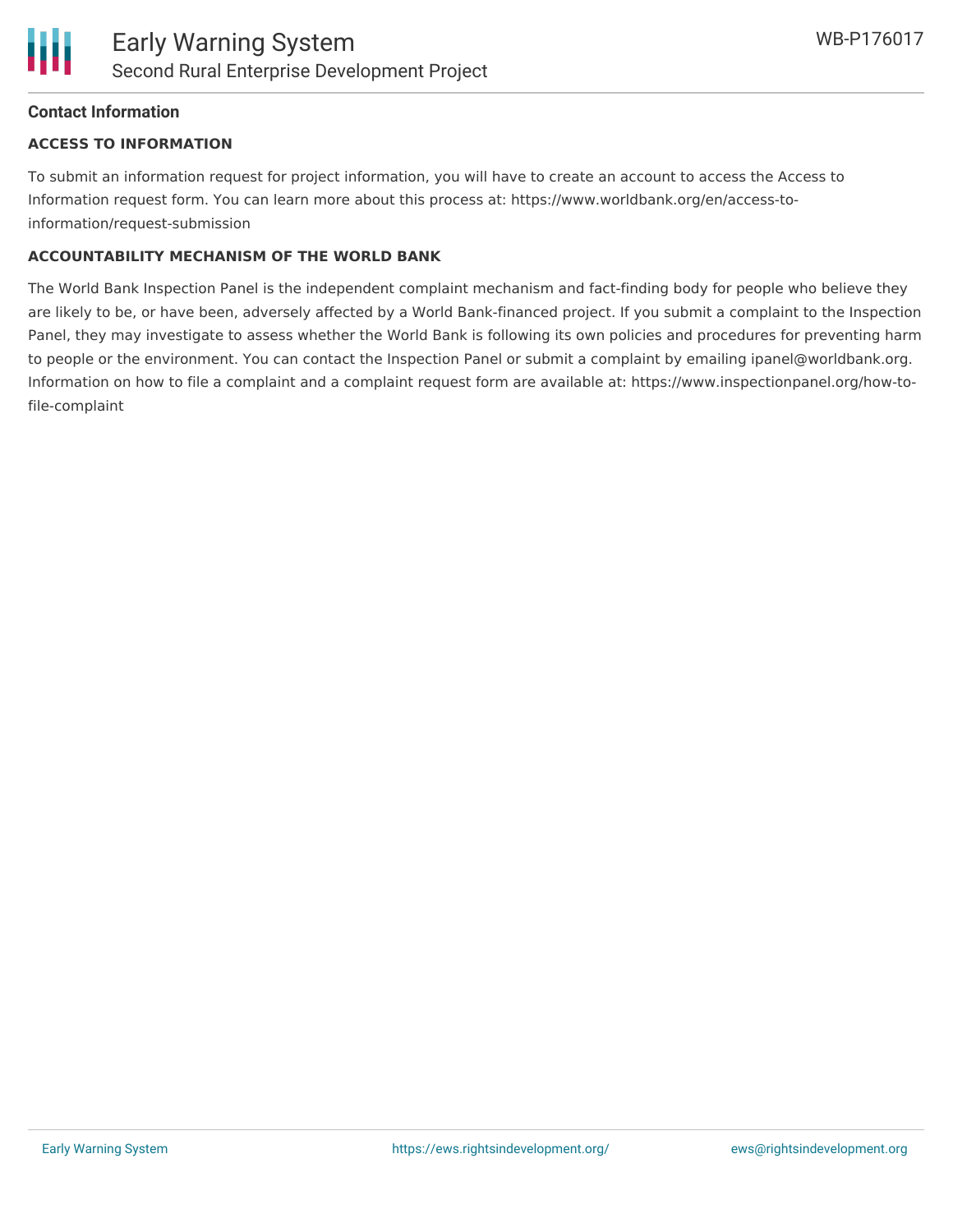## Contact Information

### ACCESS TO INFORMATION

To submit an information request for project information, you will have to create an account to access the Access to Information request form. You can learn more about this process at: https://www.worldbank.org/en/access-to-information/request-submission

### ACCOUNTABILITY MECHANISM OF THE WORLD BANK

The World Bank Inspection Panel is the independent complaint mechanism and fact-finding body for people who believe they are likely to be, or have been, adversely affected by a World Bank-financed project. If you submit a complaint to the Inspection Panel, they may investigate to assess whether the World Bank is following its own policies and procedures for preventing harm to people or the environment. You can contact the Inspection Panel or submit a complaint by emailing ipanel@worldbank.org. Information on how to file a complaint and a complaint request form are available at: https://www.inspectionpanel.org/how-to-file-complaint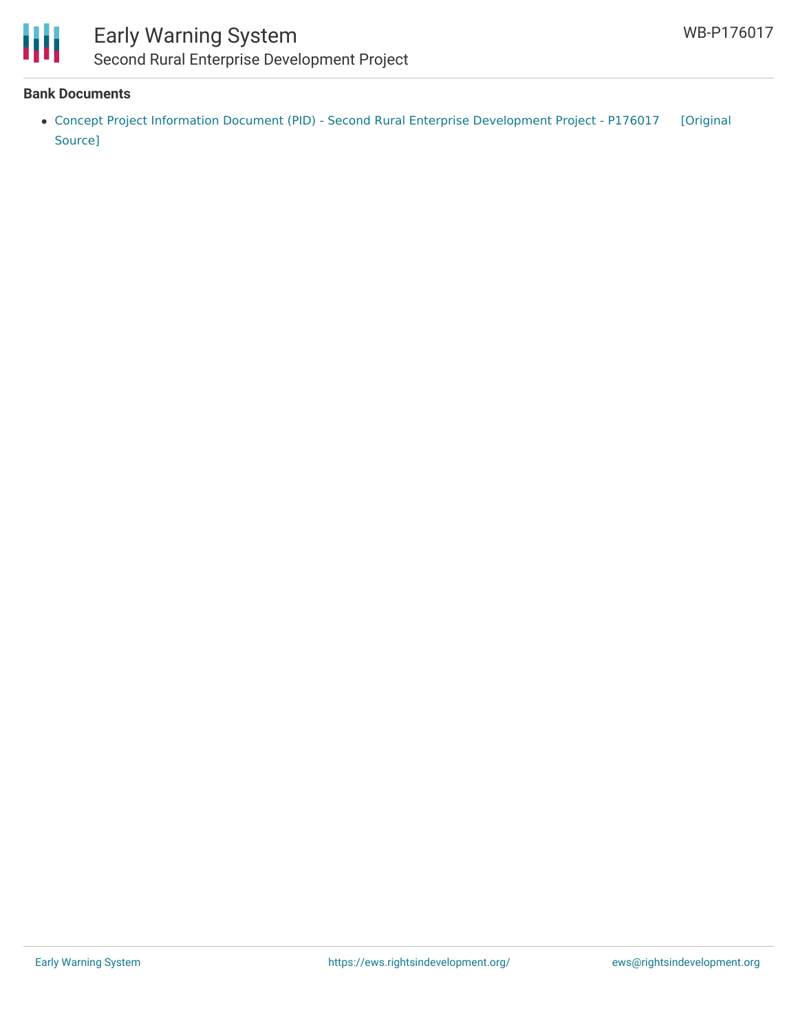**Bank Documents**

- Concept Project Information Document (PID) - Second Rural Enterprise Development Project - P176017 [Original Source]